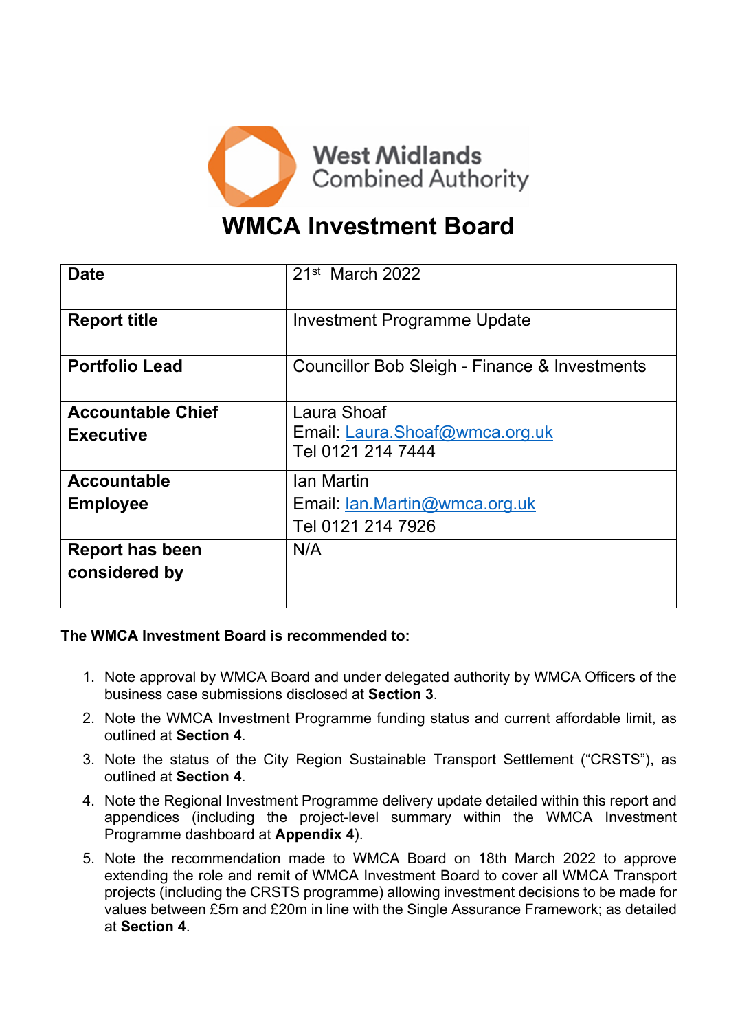West Midlands Combined Authority

# WMCA Investment Board

| Date | 21st March 2022 |
|---|---|
| Report title | Investment Programme Update |
| Portfolio Lead | Councillor Bob Sleigh - Finance & Investments |
| Accountable Chief Executive | Laura Shoaf<br>Email: Laura.Shoaf@wmca.org.uk<br>Tel 0121 214 7444 |
| Accountable Employee | Ian Martin<br>Email: Ian.Martin@wmca.org.uk<br>Tel 0121 214 7926 |
| Report has been considered by | N/A |

**The WMCA Investment Board is recommended to:**

1. Note approval by WMCA Board and under delegated authority by WMCA Officers of the business case submissions disclosed at **Section 3**.
2. Note the WMCA Investment Programme funding status and current affordable limit, as outlined at **Section 4**.
3. Note the status of the City Region Sustainable Transport Settlement ("CRSTS"), as outlined at **Section 4**.
4. Note the Regional Investment Programme delivery update detailed within this report and appendices (including the project-level summary within the WMCA Investment Programme dashboard at **Appendix 4**).
5. Note the recommendation made to WMCA Board on 18th March 2022 to approve extending the role and remit of WMCA Investment Board to cover all WMCA Transport projects (including the CRSTS programme) allowing investment decisions to be made for values between £5m and £20m in line with the Single Assurance Framework; as detailed at **Section 4**.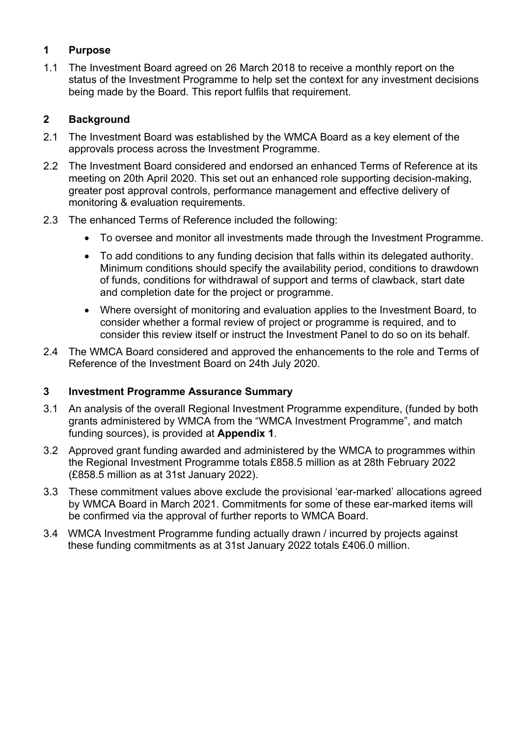## 1 Purpose

1.1 The Investment Board agreed on 26 March 2018 to receive a monthly report on the status of the Investment Programme to help set the context for any investment decisions being made by the Board. This report fulfils that requirement.

## 2 Background

2.1 The Investment Board was established by the WMCA Board as a key element of the approvals process across the Investment Programme.

2.2 The Investment Board considered and endorsed an enhanced Terms of Reference at its meeting on 20th April 2020. This set out an enhanced role supporting decision-making, greater post approval controls, performance management and effective delivery of monitoring & evaluation requirements.

2.3 The enhanced Terms of Reference included the following:

- To oversee and monitor all investments made through the Investment Programme.
- To add conditions to any funding decision that falls within its delegated authority. Minimum conditions should specify the availability period, conditions to drawdown of funds, conditions for withdrawal of support and terms of clawback, start date and completion date for the project or programme.
- Where oversight of monitoring and evaluation applies to the Investment Board, to consider whether a formal review of project or programme is required, and to consider this review itself or instruct the Investment Panel to do so on its behalf.

2.4 The WMCA Board considered and approved the enhancements to the role and Terms of Reference of the Investment Board on 24th July 2020.

## 3 Investment Programme Assurance Summary

3.1 An analysis of the overall Regional Investment Programme expenditure, (funded by both grants administered by WMCA from the "WMCA Investment Programme", and match funding sources), is provided at **Appendix 1**.

3.2 Approved grant funding awarded and administered by the WMCA to programmes within the Regional Investment Programme totals £858.5 million as at 28th February 2022 (£858.5 million as at 31st January 2022).

3.3 These commitment values above exclude the provisional 'ear-marked' allocations agreed by WMCA Board in March 2021. Commitments for some of these ear-marked items will be confirmed via the approval of further reports to WMCA Board.

3.4 WMCA Investment Programme funding actually drawn / incurred by projects against these funding commitments as at 31st January 2022 totals £406.0 million.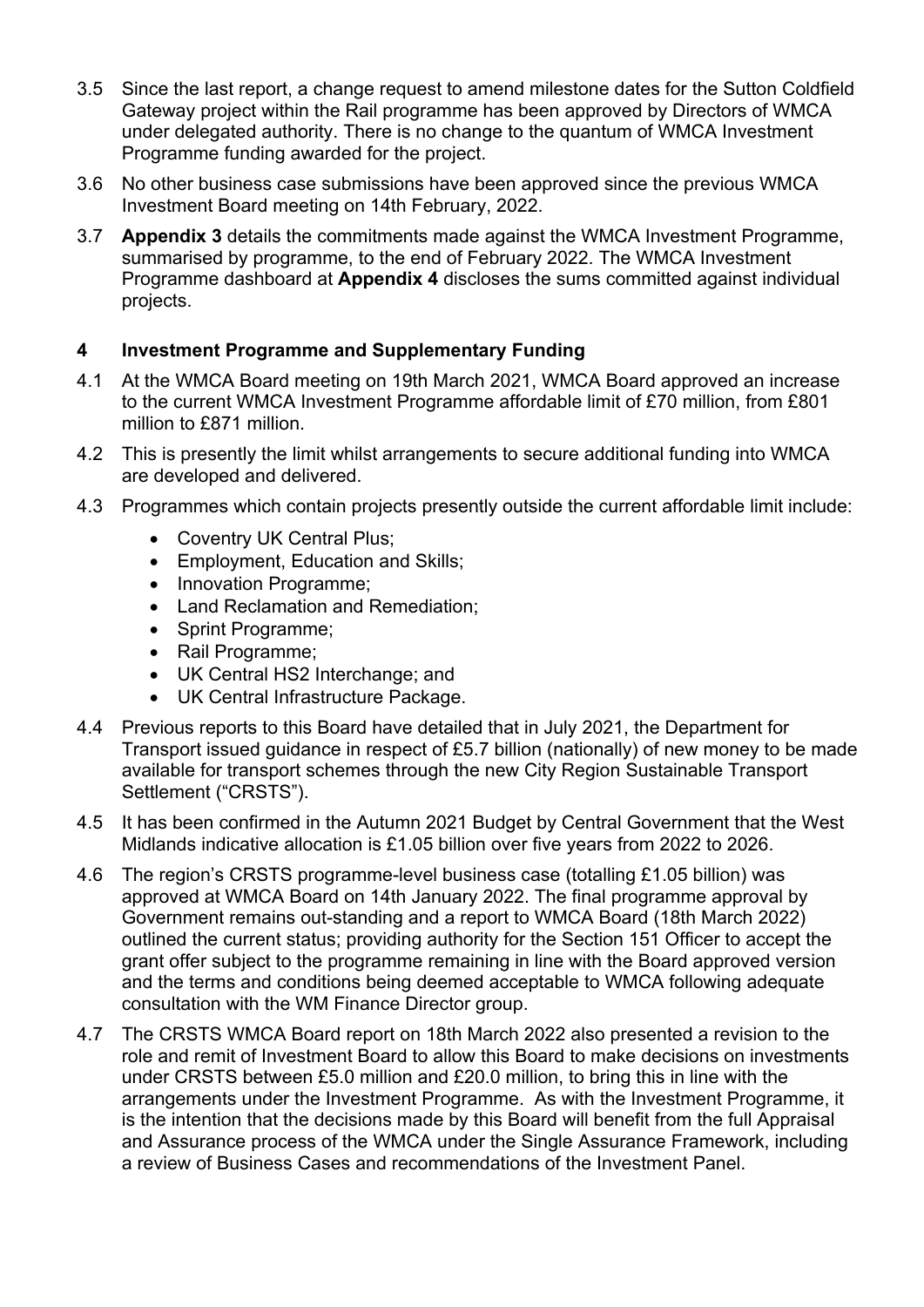3.5 Since the last report, a change request to amend milestone dates for the Sutton Coldfield Gateway project within the Rail programme has been approved by Directors of WMCA under delegated authority. There is no change to the quantum of WMCA Investment Programme funding awarded for the project.

3.6 No other business case submissions have been approved since the previous WMCA Investment Board meeting on 14th February, 2022.

3.7 **Appendix 3** details the commitments made against the WMCA Investment Programme, summarised by programme, to the end of February 2022. The WMCA Investment Programme dashboard at **Appendix 4** discloses the sums committed against individual projects.

## 4 Investment Programme and Supplementary Funding

4.1 At the WMCA Board meeting on 19th March 2021, WMCA Board approved an increase to the current WMCA Investment Programme affordable limit of £70 million, from £801 million to £871 million.

4.2 This is presently the limit whilst arrangements to secure additional funding into WMCA are developed and delivered.

4.3 Programmes which contain projects presently outside the current affordable limit include:

- Coventry UK Central Plus;
- Employment, Education and Skills;
- Innovation Programme;
- Land Reclamation and Remediation;
- Sprint Programme;
- Rail Programme;
- UK Central HS2 Interchange; and
- UK Central Infrastructure Package.

4.4 Previous reports to this Board have detailed that in July 2021, the Department for Transport issued guidance in respect of £5.7 billion (nationally) of new money to be made available for transport schemes through the new City Region Sustainable Transport Settlement ("CRSTS").

4.5 It has been confirmed in the Autumn 2021 Budget by Central Government that the West Midlands indicative allocation is £1.05 billion over five years from 2022 to 2026.

4.6 The region's CRSTS programme-level business case (totalling £1.05 billion) was approved at WMCA Board on 14th January 2022. The final programme approval by Government remains out-standing and a report to WMCA Board (18th March 2022) outlined the current status; providing authority for the Section 151 Officer to accept the grant offer subject to the programme remaining in line with the Board approved version and the terms and conditions being deemed acceptable to WMCA following adequate consultation with the WM Finance Director group.

4.7 The CRSTS WMCA Board report on 18th March 2022 also presented a revision to the role and remit of Investment Board to allow this Board to make decisions on investments under CRSTS between £5.0 million and £20.0 million, to bring this in line with the arrangements under the Investment Programme. As with the Investment Programme, it is the intention that the decisions made by this Board will benefit from the full Appraisal and Assurance process of the WMCA under the Single Assurance Framework, including a review of Business Cases and recommendations of the Investment Panel.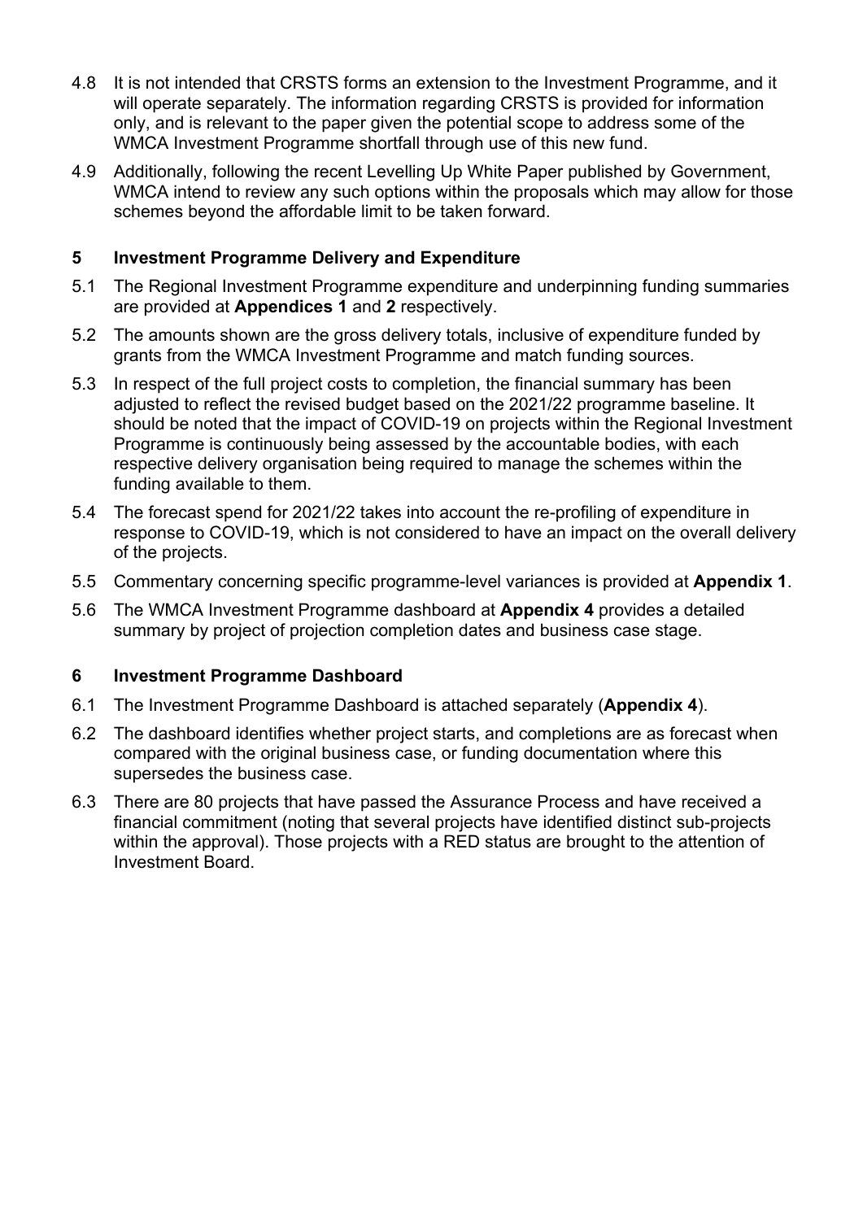4.8 It is not intended that CRSTS forms an extension to the Investment Programme, and it will operate separately. The information regarding CRSTS is provided for information only, and is relevant to the paper given the potential scope to address some of the WMCA Investment Programme shortfall through use of this new fund.

4.9 Additionally, following the recent Levelling Up White Paper published by Government, WMCA intend to review any such options within the proposals which may allow for those schemes beyond the affordable limit to be taken forward.

## 5 Investment Programme Delivery and Expenditure

5.1 The Regional Investment Programme expenditure and underpinning funding summaries are provided at **Appendices 1** and **2** respectively.

5.2 The amounts shown are the gross delivery totals, inclusive of expenditure funded by grants from the WMCA Investment Programme and match funding sources.

5.3 In respect of the full project costs to completion, the financial summary has been adjusted to reflect the revised budget based on the 2021/22 programme baseline. It should be noted that the impact of COVID-19 on projects within the Regional Investment Programme is continuously being assessed by the accountable bodies, with each respective delivery organisation being required to manage the schemes within the funding available to them.

5.4 The forecast spend for 2021/22 takes into account the re-profiling of expenditure in response to COVID-19, which is not considered to have an impact on the overall delivery of the projects.

5.5 Commentary concerning specific programme-level variances is provided at **Appendix 1**.

5.6 The WMCA Investment Programme dashboard at **Appendix 4** provides a detailed summary by project of projection completion dates and business case stage.

## 6 Investment Programme Dashboard

6.1 The Investment Programme Dashboard is attached separately (**Appendix 4**).

6.2 The dashboard identifies whether project starts, and completions are as forecast when compared with the original business case, or funding documentation where this supersedes the business case.

6.3 There are 80 projects that have passed the Assurance Process and have received a financial commitment (noting that several projects have identified distinct sub-projects within the approval). Those projects with a RED status are brought to the attention of Investment Board.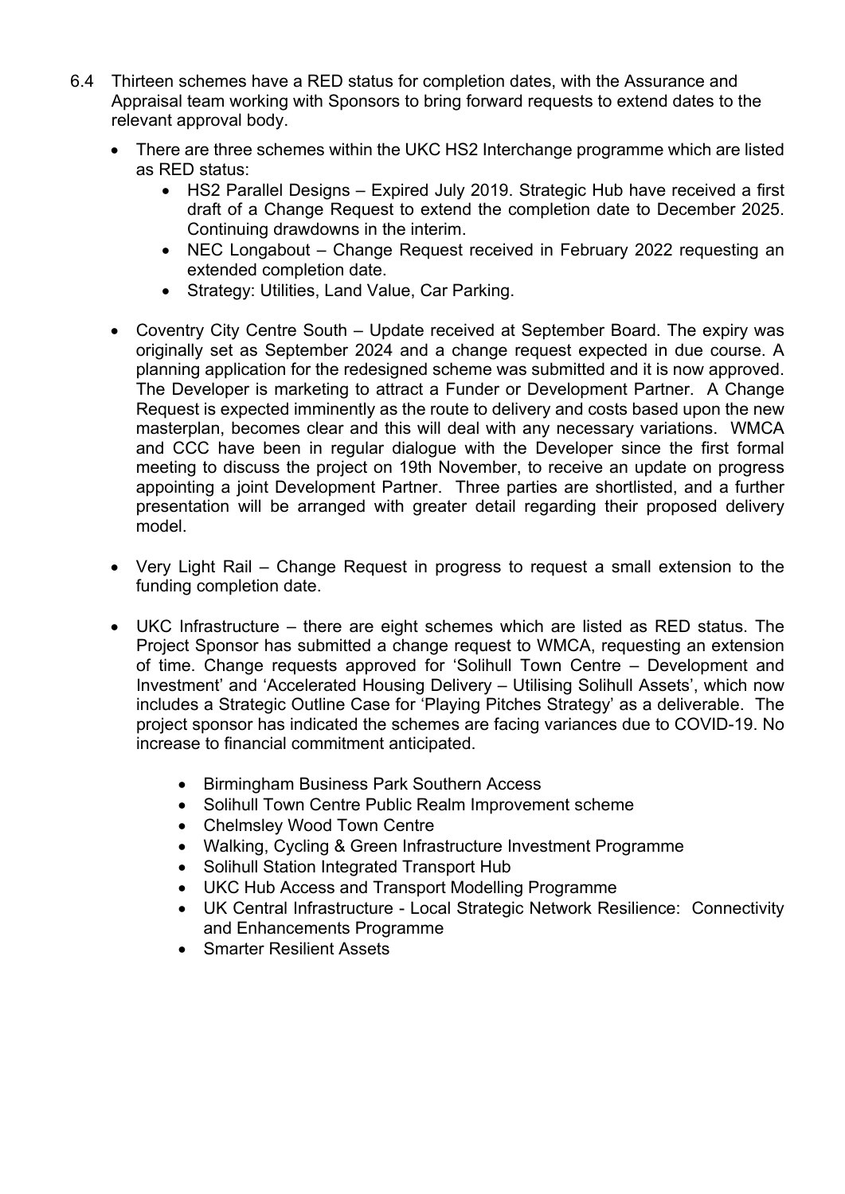6.4 Thirteen schemes have a RED status for completion dates, with the Assurance and Appraisal team working with Sponsors to bring forward requests to extend dates to the relevant approval body.

- There are three schemes within the UKC HS2 Interchange programme which are listed as RED status:
  - HS2 Parallel Designs – Expired July 2019. Strategic Hub have received a first draft of a Change Request to extend the completion date to December 2025. Continuing drawdowns in the interim.
  - NEC Longabout – Change Request received in February 2022 requesting an extended completion date.
  - Strategy: Utilities, Land Value, Car Parking.

- Coventry City Centre South – Update received at September Board. The expiry was originally set as September 2024 and a change request expected in due course. A planning application for the redesigned scheme was submitted and it is now approved. The Developer is marketing to attract a Funder or Development Partner. A Change Request is expected imminently as the route to delivery and costs based upon the new masterplan, becomes clear and this will deal with any necessary variations. WMCA and CCC have been in regular dialogue with the Developer since the first formal meeting to discuss the project on 19th November, to receive an update on progress appointing a joint Development Partner. Three parties are shortlisted, and a further presentation will be arranged with greater detail regarding their proposed delivery model.

- Very Light Rail – Change Request in progress to request a small extension to the funding completion date.

- UKC Infrastructure – there are eight schemes which are listed as RED status. The Project Sponsor has submitted a change request to WMCA, requesting an extension of time. Change requests approved for 'Solihull Town Centre – Development and Investment' and 'Accelerated Housing Delivery – Utilising Solihull Assets', which now includes a Strategic Outline Case for 'Playing Pitches Strategy' as a deliverable. The project sponsor has indicated the schemes are facing variances due to COVID-19. No increase to financial commitment anticipated.

  - Birmingham Business Park Southern Access
  - Solihull Town Centre Public Realm Improvement scheme
  - Chelmsley Wood Town Centre
  - Walking, Cycling & Green Infrastructure Investment Programme
  - Solihull Station Integrated Transport Hub
  - UKC Hub Access and Transport Modelling Programme
  - UK Central Infrastructure - Local Strategic Network Resilience: Connectivity and Enhancements Programme
  - Smarter Resilient Assets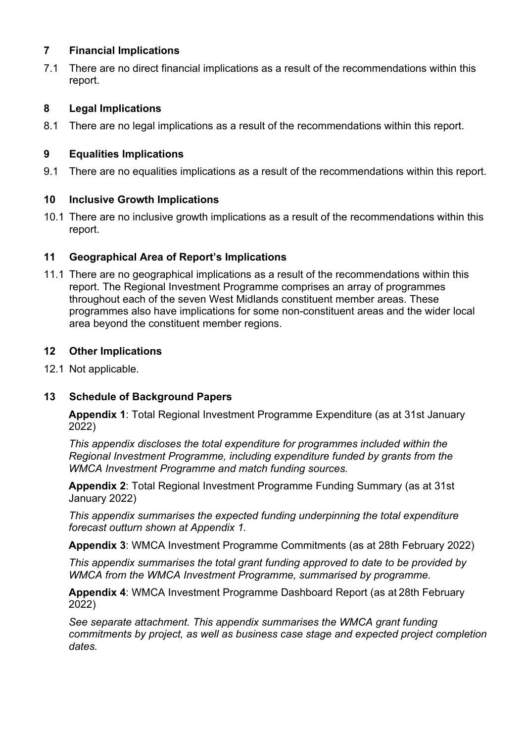## 7 Financial Implications

7.1 There are no direct financial implications as a result of the recommendations within this report.

## 8 Legal Implications

8.1 There are no legal implications as a result of the recommendations within this report.

## 9 Equalities Implications

9.1 There are no equalities implications as a result of the recommendations within this report.

## 10 Inclusive Growth Implications

10.1 There are no inclusive growth implications as a result of the recommendations within this report.

## 11 Geographical Area of Report's Implications

11.1 There are no geographical implications as a result of the recommendations within this report. The Regional Investment Programme comprises an array of programmes throughout each of the seven West Midlands constituent member areas. These programmes also have implications for some non-constituent areas and the wider local area beyond the constituent member regions.

## 12 Other Implications

12.1 Not applicable.

## 13 Schedule of Background Papers

**Appendix 1**: Total Regional Investment Programme Expenditure (as at 31st January 2022)

*This appendix discloses the total expenditure for programmes included within the Regional Investment Programme, including expenditure funded by grants from the WMCA Investment Programme and match funding sources.*

**Appendix 2**: Total Regional Investment Programme Funding Summary (as at 31st January 2022)

*This appendix summarises the expected funding underpinning the total expenditure forecast outturn shown at Appendix 1.*

**Appendix 3**: WMCA Investment Programme Commitments (as at 28th February 2022)

*This appendix summarises the total grant funding approved to date to be provided by WMCA from the WMCA Investment Programme, summarised by programme.*

**Appendix 4**: WMCA Investment Programme Dashboard Report (as at 28th February 2022)

*See separate attachment. This appendix summarises the WMCA grant funding commitments by project, as well as business case stage and expected project completion dates.*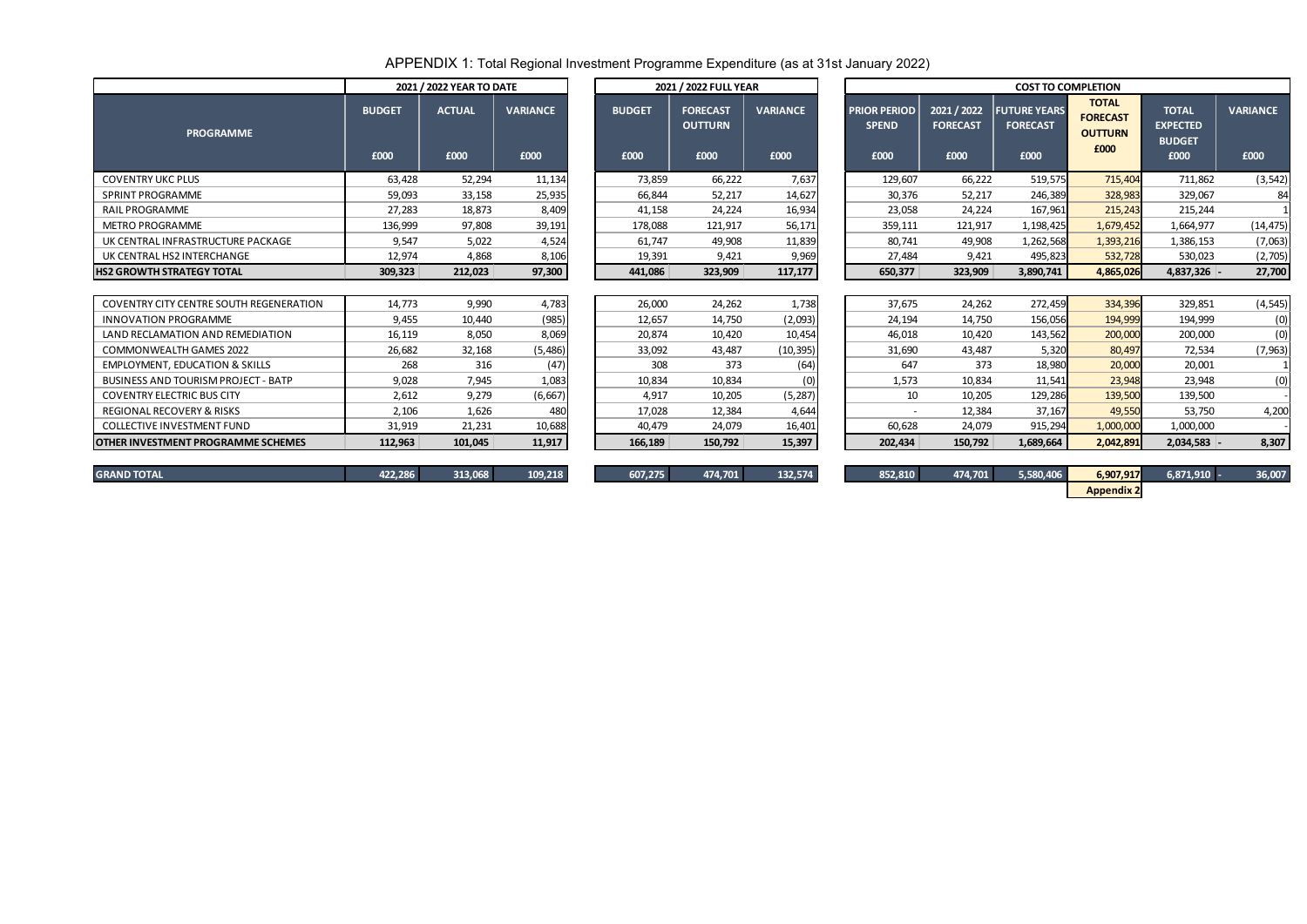# APPENDIX 1: Total Regional Investment Programme Expenditure (as at 31st January 2022)

| PROGRAMME | 2021 / 2022 YEAR TO DATE | | | 2021 / 2022 FULL YEAR | | | COST TO COMPLETION | | | | | |
|---|---|---|---|---|---|---|---|---|---|---|---|---|
| | BUDGET | ACTUAL | VARIANCE | BUDGET | FORECAST OUTTURN | VARIANCE | PRIOR PERIOD SPEND | 2021 / 2022 FORECAST | FUTURE YEARS FORECAST | TOTAL FORECAST OUTTURN | TOTAL EXPECTED BUDGET | VARIANCE |
| | £000 | £000 | £000 | £000 | £000 | £000 | £000 | £000 | £000 | £000 | £000 | £000 |
| COVENTRY UKC PLUS | 63,428 | 52,294 | 11,134 | 73,859 | 66,222 | 7,637 | 129,607 | 66,222 | 519,575 | 715,404 | 711,862 | (3,542) |
| SPRINT PROGRAMME | 59,093 | 33,158 | 25,935 | 66,844 | 52,217 | 14,627 | 30,376 | 52,217 | 246,389 | 328,983 | 329,067 | 84 |
| RAIL PROGRAMME | 27,283 | 18,873 | 8,409 | 41,158 | 24,224 | 16,934 | 23,058 | 24,224 | 167,961 | 215,243 | 215,244 | 1 |
| METRO PROGRAMME | 136,999 | 97,808 | 39,191 | 178,088 | 121,917 | 56,171 | 359,111 | 121,917 | 1,198,425 | 1,679,452 | 1,664,977 | (14,475) |
| UK CENTRAL INFRASTRUCTURE PACKAGE | 9,547 | 5,022 | 4,524 | 61,747 | 49,908 | 11,839 | 80,741 | 49,908 | 1,262,568 | 1,393,216 | 1,386,153 | (7,063) |
| UK CENTRAL HS2 INTERCHANGE | 12,974 | 4,868 | 8,106 | 19,391 | 9,421 | 9,969 | 27,484 | 9,421 | 495,823 | 532,728 | 530,023 | (2,705) |
| **HS2 GROWTH STRATEGY TOTAL** | **309,323** | **212,023** | **97,300** | **441,086** | **323,909** | **117,177** | **650,377** | **323,909** | **3,890,741** | **4,865,026** | **4,837,326 -** | **27,700** |
| COVENTRY CITY CENTRE SOUTH REGENERATION | 14,773 | 9,990 | 4,783 | 26,000 | 24,262 | 1,738 | 37,675 | 24,262 | 272,459 | 334,396 | 329,851 | (4,545) |
| INNOVATION PROGRAMME | 9,455 | 10,440 | (985) | 12,657 | 14,750 | (2,093) | 24,194 | 14,750 | 156,056 | 194,999 | 194,999 | (0) |
| LAND RECLAMATION AND REMEDIATION | 16,119 | 8,050 | 8,069 | 20,874 | 10,420 | 10,454 | 46,018 | 10,420 | 143,562 | 200,000 | 200,000 | (0) |
| COMMONWEALTH GAMES 2022 | 26,682 | 32,168 | (5,486) | 33,092 | 43,487 | (10,395) | 31,690 | 43,487 | 5,320 | 80,497 | 72,534 | (7,963) |
| EMPLOYMENT, EDUCATION & SKILLS | 268 | 316 | (47) | 308 | 373 | (64) | 647 | 373 | 18,980 | 20,000 | 20,001 | 1 |
| BUSINESS AND TOURISM PROJECT - BATP | 9,028 | 7,945 | 1,083 | 10,834 | 10,834 | (0) | 1,573 | 10,834 | 11,541 | 23,948 | 23,948 | (0) |
| COVENTRY ELECTRIC BUS CITY | 2,612 | 9,279 | (6,667) | 4,917 | 10,205 | (5,287) | 10 | 10,205 | 129,286 | 139,500 | 139,500 | - |
| REGIONAL RECOVERY & RISKS | 2,106 | 1,626 | 480 | 17,028 | 12,384 | 4,644 | - | 12,384 | 37,167 | 49,550 | 53,750 | 4,200 |
| COLLECTIVE INVESTMENT FUND | 31,919 | 21,231 | 10,688 | 40,479 | 24,079 | 16,401 | 60,628 | 24,079 | 915,294 | 1,000,000 | 1,000,000 | - |
| **OTHER INVESTMENT PROGRAMME SCHEMES** | **112,963** | **101,045** | **11,917** | **166,189** | **150,792** | **15,397** | **202,434** | **150,792** | **1,689,664** | **2,042,891** | **2,034,583 -** | **8,307** |
| **GRAND TOTAL** | **422,286** | **313,068** | **109,218** | **607,275** | **474,701** | **132,574** | **852,810** | **474,701** | **5,580,406** | **6,907,917** | **6,871,910 -** | **36,007** |
| | | | | | | | | | | **Appendix 2** | | |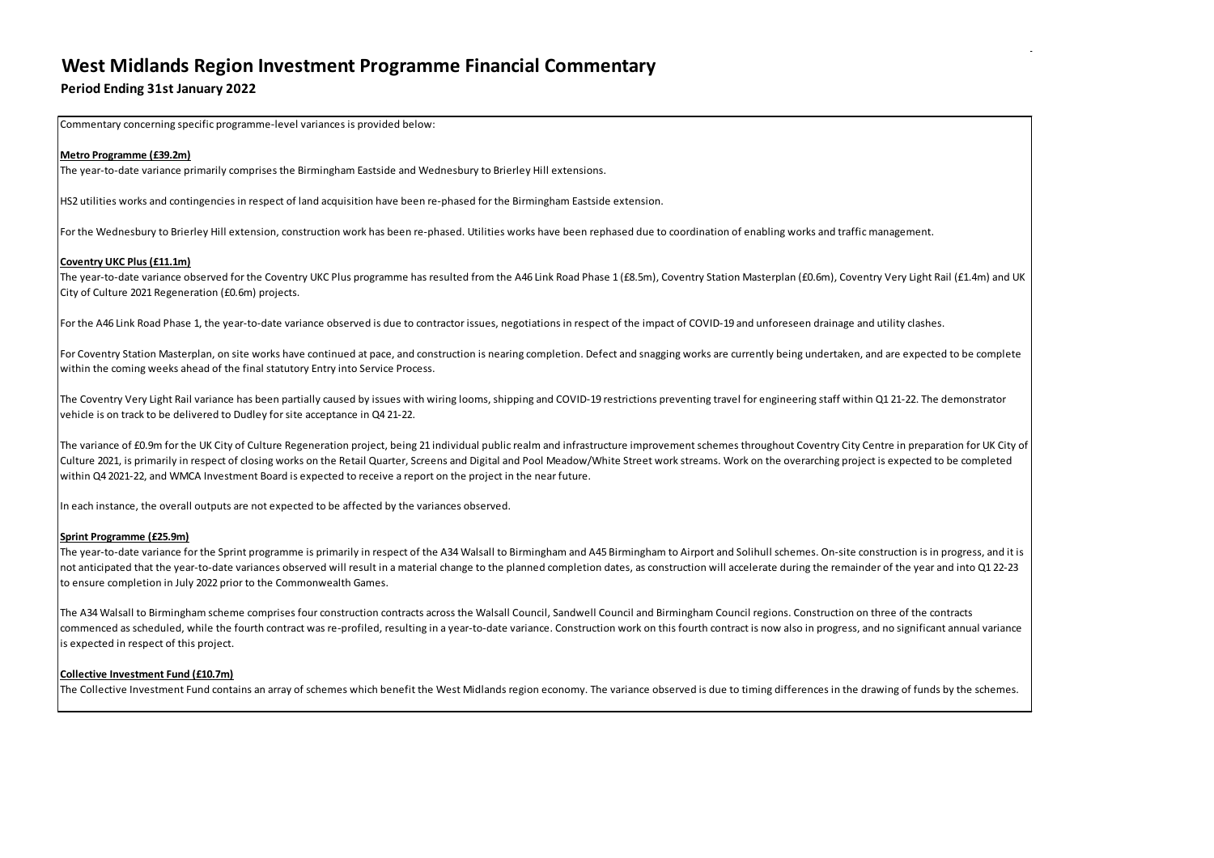# West Midlands Region Investment Programme Financial Commentary

## Period Ending 31st January 2022

Commentary concerning specific programme-level variances is provided below:

**Metro Programme (£39.2m)**

The year-to-date variance primarily comprises the Birmingham Eastside and Wednesbury to Brierley Hill extensions.

HS2 utilities works and contingencies in respect of land acquisition have been re-phased for the Birmingham Eastside extension.

For the Wednesbury to Brierley Hill extension, construction work has been re-phased. Utilities works have been rephased due to coordination of enabling works and traffic management.

**Coventry UKC Plus (£11.1m)**

The year-to-date variance observed for the Coventry UKC Plus programme has resulted from the A46 Link Road Phase 1 (£8.5m), Coventry Station Masterplan (£0.6m), Coventry Very Light Rail (£1.4m) and UK City of Culture 2021 Regeneration (£0.6m) projects.

For the A46 Link Road Phase 1, the year-to-date variance observed is due to contractor issues, negotiations in respect of the impact of COVID-19 and unforeseen drainage and utility clashes.

For Coventry Station Masterplan, on site works have continued at pace, and construction is nearing completion. Defect and snagging works are currently being undertaken, and are expected to be complete within the coming weeks ahead of the final statutory Entry into Service Process.

The Coventry Very Light Rail variance has been partially caused by issues with wiring looms, shipping and COVID-19 restrictions preventing travel for engineering staff within Q1 21-22. The demonstrator vehicle is on track to be delivered to Dudley for site acceptance in Q4 21-22.

The variance of £0.9m for the UK City of Culture Regeneration project, being 21 individual public realm and infrastructure improvement schemes throughout Coventry City Centre in preparation for UK City of Culture 2021, is primarily in respect of closing works on the Retail Quarter, Screens and Digital and Pool Meadow/White Street work streams. Work on the overarching project is expected to be completed within Q4 2021-22, and WMCA Investment Board is expected to receive a report on the project in the near future.

In each instance, the overall outputs are not expected to be affected by the variances observed.

**Sprint Programme (£25.9m)**

The year-to-date variance for the Sprint programme is primarily in respect of the A34 Walsall to Birmingham and A45 Birmingham to Airport and Solihull schemes. On-site construction is in progress, and it is not anticipated that the year-to-date variances observed will result in a material change to the planned completion dates, as construction will accelerate during the remainder of the year and into Q1 22-23 to ensure completion in July 2022 prior to the Commonwealth Games.

The A34 Walsall to Birmingham scheme comprises four construction contracts across the Walsall Council, Sandwell Council and Birmingham Council regions. Construction on three of the contracts commenced as scheduled, while the fourth contract was re-profiled, resulting in a year-to-date variance. Construction work on this fourth contract is now also in progress, and no significant annual variance is expected in respect of this project.

**Collective Investment Fund (£10.7m)**

The Collective Investment Fund contains an array of schemes which benefit the West Midlands region economy. The variance observed is due to timing differences in the drawing of funds by the schemes.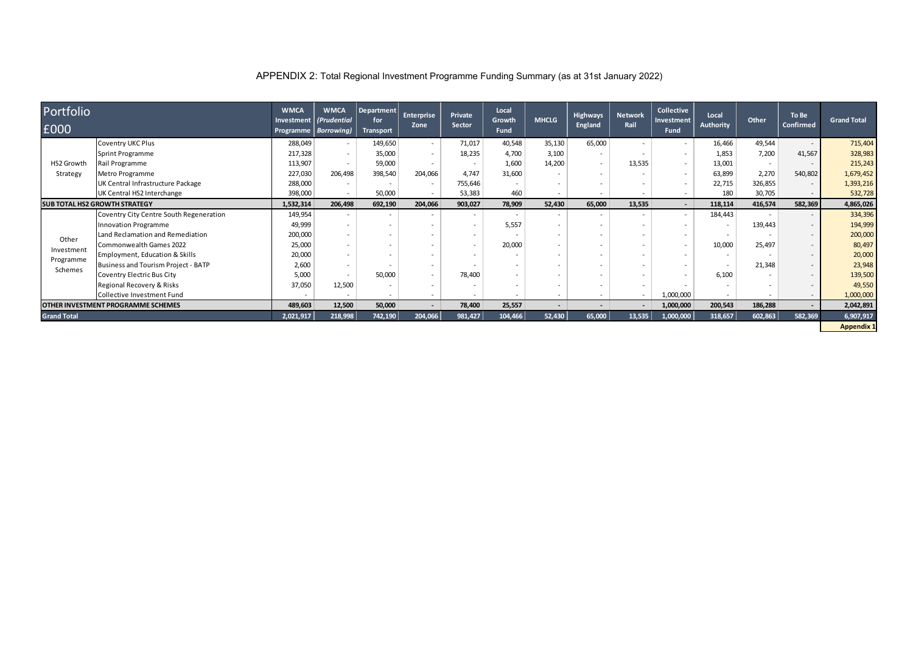APPENDIX 2: Total Regional Investment Programme Funding Summary (as at 31st January 2022)

| Portfolio £000 | | WMCA Investment Programme | WMCA *(Prudential Borrowing)* | Department for Transport | Enterprise Zone | Private Sector | Local Growth Fund | MHCLG | Highways England | Network Rail | Collective Investment Fund | Local Authority | Other | To Be Confirmed | Grand Total |
|---|---|---|---|---|---|---|---|---|---|---|---|---|---|---|---|
| HS2 Growth Strategy | Coventry UKC Plus | 288,049 | - | 149,650 | - | 71,017 | 40,548 | 35,130 | 65,000 | - | - | 16,466 | 49,544 | - | 715,404 |
| | Sprint Programme | 217,328 | - | 35,000 | - | 18,235 | 4,700 | 3,100 | - | - | - | 1,853 | 7,200 | 41,567 | 328,983 |
| | Rail Programme | 113,907 | - | 59,000 | - | - | 1,600 | 14,200 | - | 13,535 | - | 13,001 | - | - | 215,243 |
| | Metro Programme | 227,030 | 206,498 | 398,540 | 204,066 | 4,747 | 31,600 | - | - | - | - | 63,899 | 2,270 | 540,802 | 1,679,452 |
| | UK Central Infrastructure Package | 288,000 | - | - | - | 755,646 | - | - | - | - | - | 22,715 | 326,855 | - | 1,393,216 |
| | UK Central HS2 Interchange | 398,000 | - | 50,000 | - | 53,383 | 460 | - | - | - | - | 180 | 30,705 | - | 532,728 |
| **SUB TOTAL HS2 GROWTH STRATEGY** | | **1,532,314** | **206,498** | **692,190** | **204,066** | **903,027** | **78,909** | **52,430** | **65,000** | **13,535** | **-** | **118,114** | **416,574** | **582,369** | **4,865,026** |
| Other Investment Programme Schemes | Coventry City Centre South Regeneration | 149,954 | - | - | - | - | - | - | - | - | - | 184,443 | - | - | 334,396 |
| | Innovation Programme | 49,999 | - | - | - | - | 5,557 | - | - | - | - | - | 139,443 | - | 194,999 |
| | Land Reclamation and Remediation | 200,000 | - | - | - | - | - | - | - | - | - | - | - | - | 200,000 |
| | Commonwealth Games 2022 | 25,000 | - | - | - | - | 20,000 | - | - | - | - | 10,000 | 25,497 | - | 80,497 |
| | Employment, Education & Skills | 20,000 | - | - | - | - | - | - | - | - | - | - | - | - | 20,000 |
| | Business and Tourism Project - BATP | 2,600 | - | - | - | - | - | - | - | - | - | - | 21,348 | - | 23,948 |
| | Coventry Electric Bus City | 5,000 | - | 50,000 | - | 78,400 | - | - | - | - | - | 6,100 | - | - | 139,500 |
| | Regional Recovery & Risks | 37,050 | 12,500 | - | - | - | - | - | - | - | - | - | - | - | 49,550 |
| | Collective Investment Fund | - | - | - | - | - | - | - | - | - | 1,000,000 | - | - | - | 1,000,000 |
| **OTHER INVESTMENT PROGRAMME SCHEMES** | | **489,603** | **12,500** | **50,000** | **-** | **78,400** | **25,557** | **-** | **-** | **-** | **1,000,000** | **200,543** | **186,288** | **-** | **2,042,891** |
| **Grand Total** | | **2,021,917** | **218,998** | **742,190** | **204,066** | **981,427** | **104,466** | **52,430** | **65,000** | **13,535** | **1,000,000** | **318,657** | **602,863** | **582,369** | **6,907,917** |

**Appendix 1**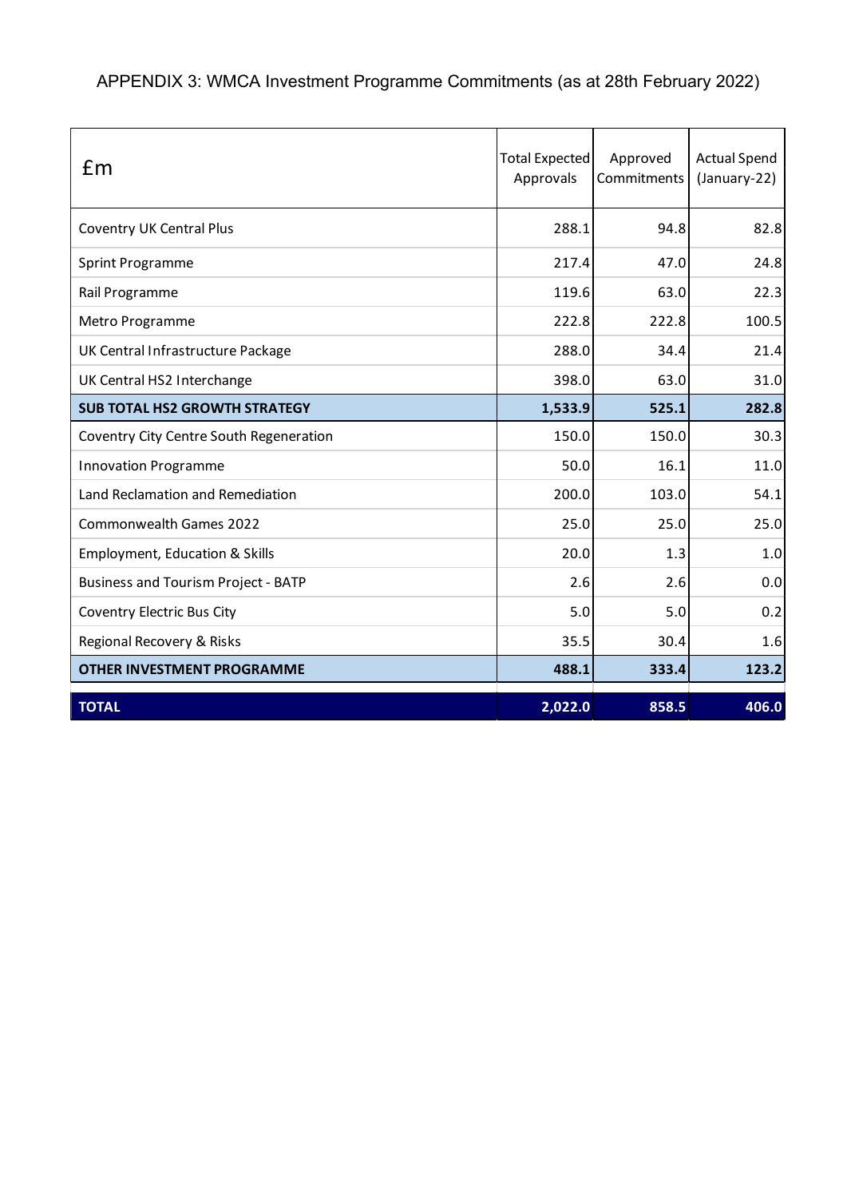APPENDIX 3: WMCA Investment Programme Commitments (as at 28th February 2022)

| £m | Total Expected Approvals | Approved Commitments | Actual Spend (January-22) |
|---|---|---|---|
| Coventry UK Central Plus | 288.1 | 94.8 | 82.8 |
| Sprint Programme | 217.4 | 47.0 | 24.8 |
| Rail Programme | 119.6 | 63.0 | 22.3 |
| Metro Programme | 222.8 | 222.8 | 100.5 |
| UK Central Infrastructure Package | 288.0 | 34.4 | 21.4 |
| UK Central HS2 Interchange | 398.0 | 63.0 | 31.0 |
| **SUB TOTAL HS2 GROWTH STRATEGY** | **1,533.9** | **525.1** | **282.8** |
| Coventry City Centre South Regeneration | 150.0 | 150.0 | 30.3 |
| Innovation Programme | 50.0 | 16.1 | 11.0 |
| Land Reclamation and Remediation | 200.0 | 103.0 | 54.1 |
| Commonwealth Games 2022 | 25.0 | 25.0 | 25.0 |
| Employment, Education & Skills | 20.0 | 1.3 | 1.0 |
| Business and Tourism Project - BATP | 2.6 | 2.6 | 0.0 |
| Coventry Electric Bus City | 5.0 | 5.0 | 0.2 |
| Regional Recovery & Risks | 35.5 | 30.4 | 1.6 |
| **OTHER INVESTMENT PROGRAMME** | **488.1** | **333.4** | **123.2** |
| **TOTAL** | **2,022.0** | **858.5** | **406.0** |